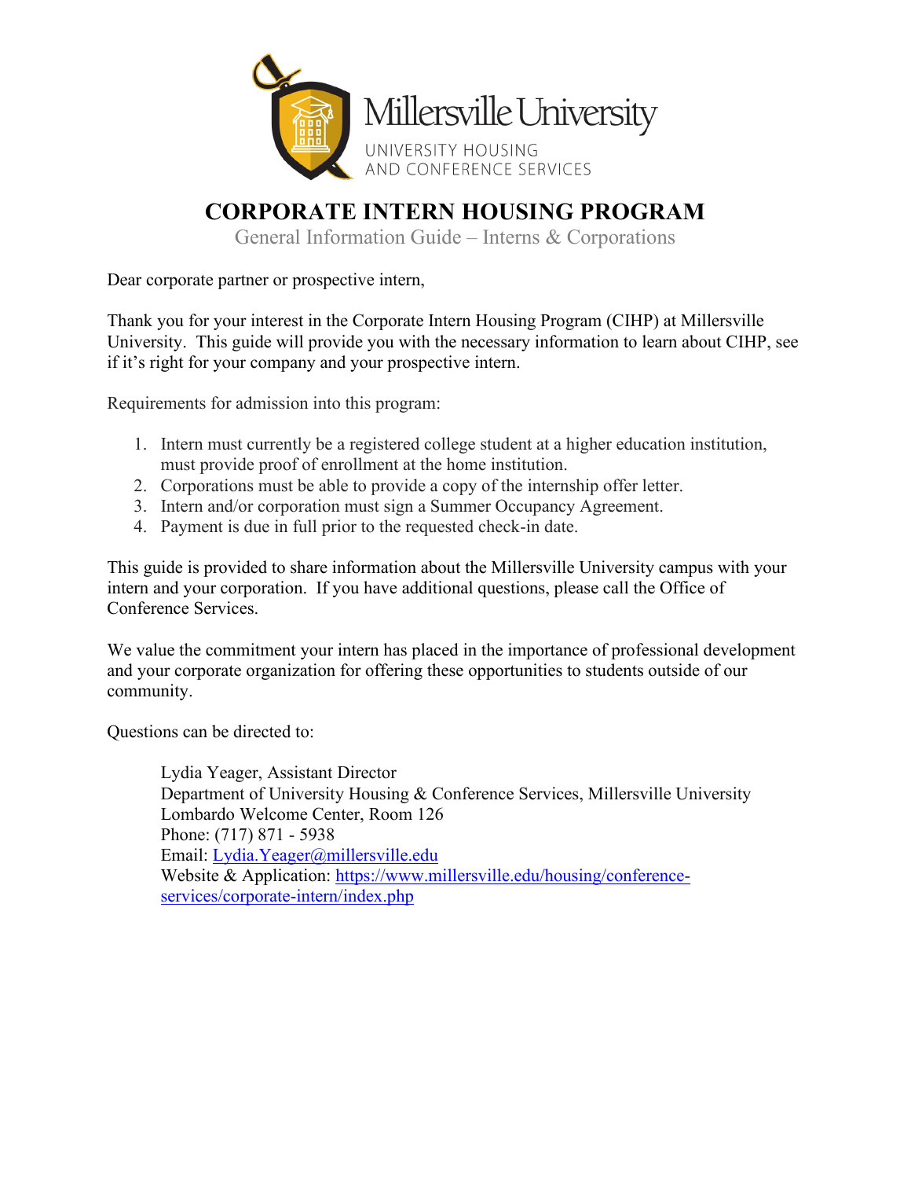Millersville University
UNIVERSITY HOUSING
AND CONFERENCE SERVICES

# CORPORATE INTERN HOUSING PROGRAM

General Information Guide – Interns & Corporations

Dear corporate partner or prospective intern,

Thank you for your interest in the Corporate Intern Housing Program (CIHP) at Millersville University. This guide will provide you with the necessary information to learn about CIHP, see if it's right for your company and your prospective intern.

Requirements for admission into this program:

1. Intern must currently be a registered college student at a higher education institution, must provide proof of enrollment at the home institution.
2. Corporations must be able to provide a copy of the internship offer letter.
3. Intern and/or corporation must sign a Summer Occupancy Agreement.
4. Payment is due in full prior to the requested check-in date.

This guide is provided to share information about the Millersville University campus with your intern and your corporation. If you have additional questions, please call the Office of Conference Services.

We value the commitment your intern has placed in the importance of professional development and your corporate organization for offering these opportunities to students outside of our community.

Questions can be directed to:

> Lydia Yeager, Assistant Director
> Department of University Housing & Conference Services, Millersville University
> Lombardo Welcome Center, Room 126
> Phone: (717) 871 - 5938
> Email: [Lydia.Yeager@millersville.edu](mailto:Lydia.Yeager@millersville.edu)
> Website & Application: [https://www.millersville.edu/housing/conference-services/corporate-intern/index.php](https://www.millersville.edu/housing/conference-services/corporate-intern/index.php)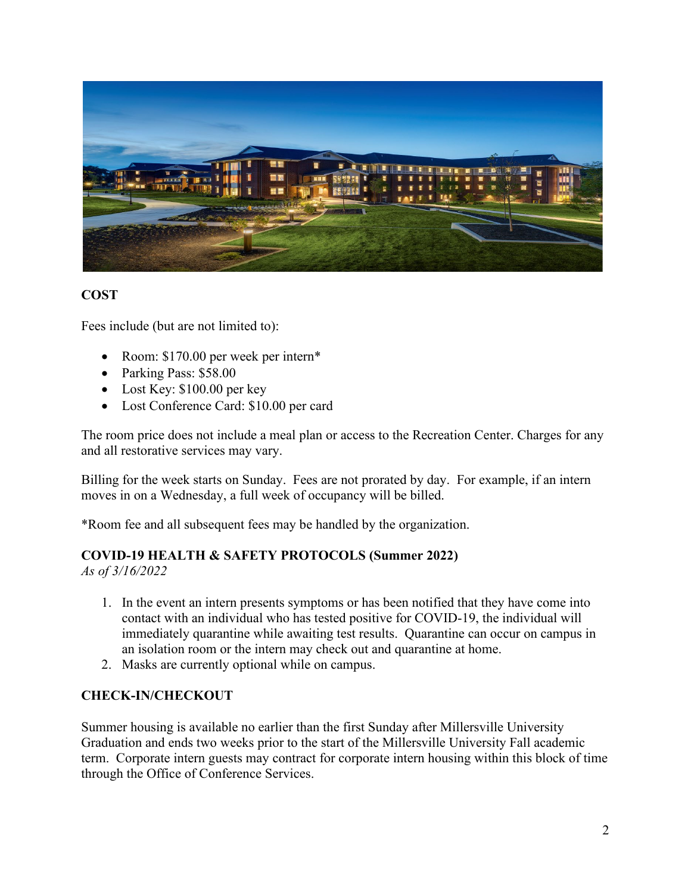## COST

Fees include (but are not limited to):

- Room: $170.00 per week per intern*
- Parking Pass: $58.00
- Lost Key: $100.00 per key
- Lost Conference Card: $10.00 per card

The room price does not include a meal plan or access to the Recreation Center. Charges for any and all restorative services may vary.

Billing for the week starts on Sunday. Fees are not prorated by day. For example, if an intern moves in on a Wednesday, a full week of occupancy will be billed.

*Room fee and all subsequent fees may be handled by the organization.

## COVID-19 HEALTH & SAFETY PROTOCOLS (Summer 2022)

*As of 3/16/2022*

1. In the event an intern presents symptoms or has been notified that they have come into contact with an individual who has tested positive for COVID-19, the individual will immediately quarantine while awaiting test results. Quarantine can occur on campus in an isolation room or the intern may check out and quarantine at home.
2. Masks are currently optional while on campus.

## CHECK-IN/CHECKOUT

Summer housing is available no earlier than the first Sunday after Millersville University Graduation and ends two weeks prior to the start of the Millersville University Fall academic term. Corporate intern guests may contract for corporate intern housing within this block of time through the Office of Conference Services.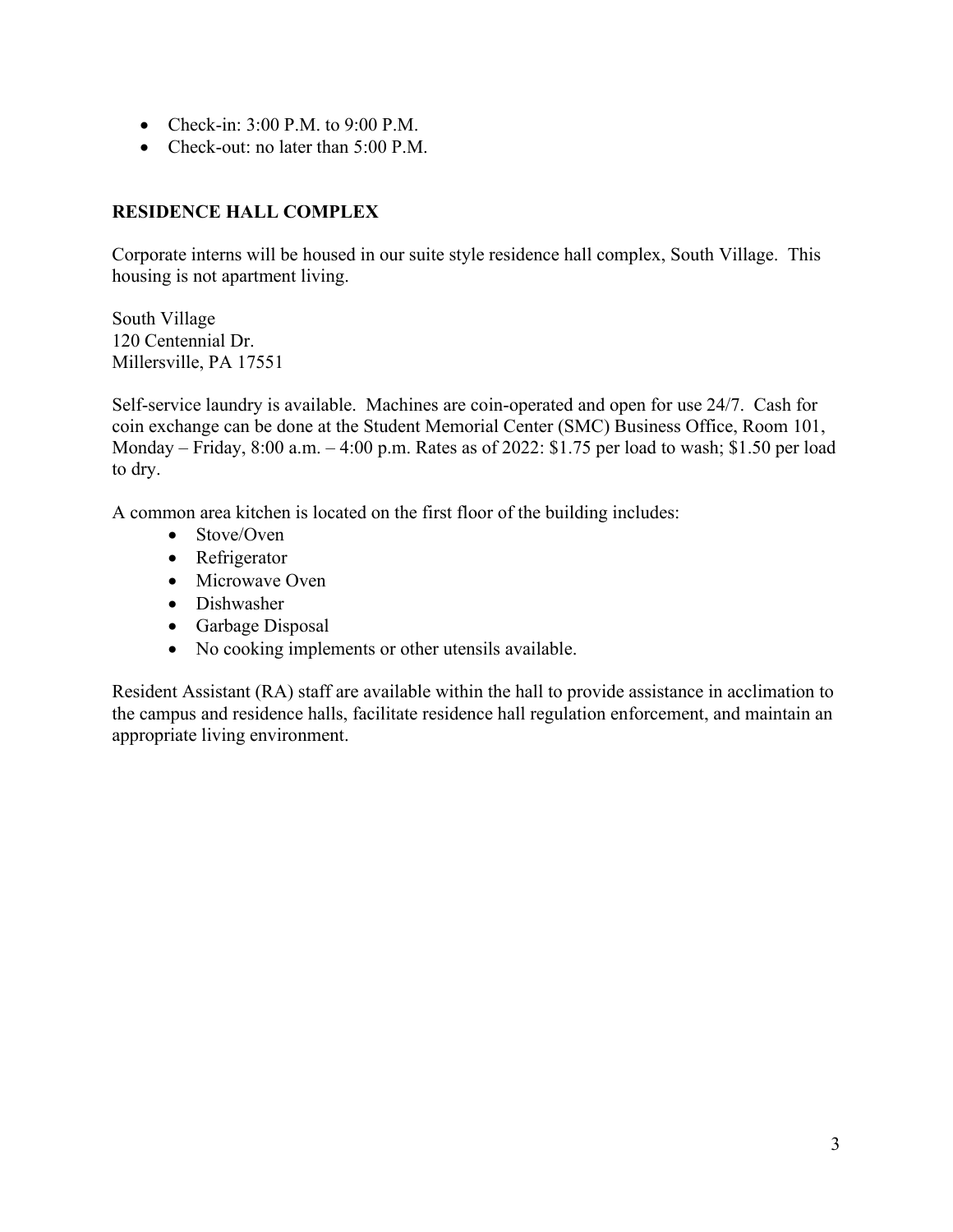- Check-in: 3:00 P.M. to 9:00 P.M.
- Check-out: no later than 5:00 P.M.

## RESIDENCE HALL COMPLEX

Corporate interns will be housed in our suite style residence hall complex, South Village. This housing is not apartment living.

South Village
120 Centennial Dr.
Millersville, PA 17551

Self-service laundry is available. Machines are coin-operated and open for use 24/7. Cash for coin exchange can be done at the Student Memorial Center (SMC) Business Office, Room 101, Monday – Friday, 8:00 a.m. – 4:00 p.m. Rates as of 2022: $1.75 per load to wash; $1.50 per load to dry.

A common area kitchen is located on the first floor of the building includes:

- Stove/Oven
- Refrigerator
- Microwave Oven
- Dishwasher
- Garbage Disposal
- No cooking implements or other utensils available.

Resident Assistant (RA) staff are available within the hall to provide assistance in acclimation to the campus and residence halls, facilitate residence hall regulation enforcement, and maintain an appropriate living environment.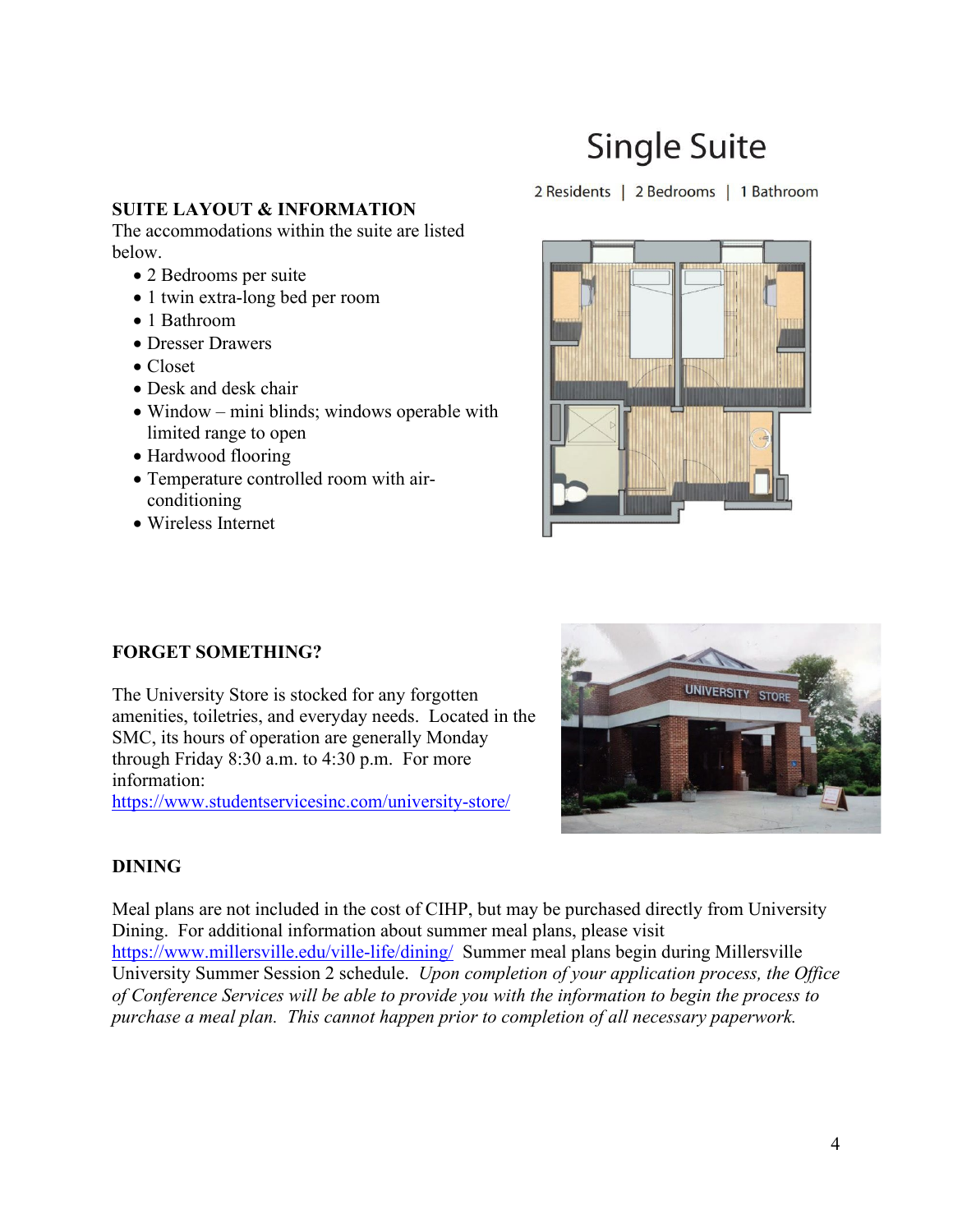# Single Suite

2 Residents | 2 Bedrooms | 1 Bathroom

**SUITE LAYOUT & INFORMATION**

The accommodations within the suite are listed below.

- 2 Bedrooms per suite
- 1 twin extra-long bed per room
- 1 Bathroom
- Dresser Drawers
- Closet
- Desk and desk chair
- Window – mini blinds; windows operable with limited range to open
- Hardwood flooring
- Temperature controlled room with air-conditioning
- Wireless Internet

**FORGET SOMETHING?**

The University Store is stocked for any forgotten amenities, toiletries, and everyday needs. Located in the SMC, its hours of operation are generally Monday through Friday 8:30 a.m. to 4:30 p.m. For more information: https://www.studentservicesinc.com/university-store/

**DINING**

Meal plans are not included in the cost of CIHP, but may be purchased directly from University Dining. For additional information about summer meal plans, please visit https://www.millersville.edu/ville-life/dining/ Summer meal plans begin during Millersville University Summer Session 2 schedule. *Upon completion of your application process, the Office of Conference Services will be able to provide you with the information to begin the process to purchase a meal plan. This cannot happen prior to completion of all necessary paperwork.*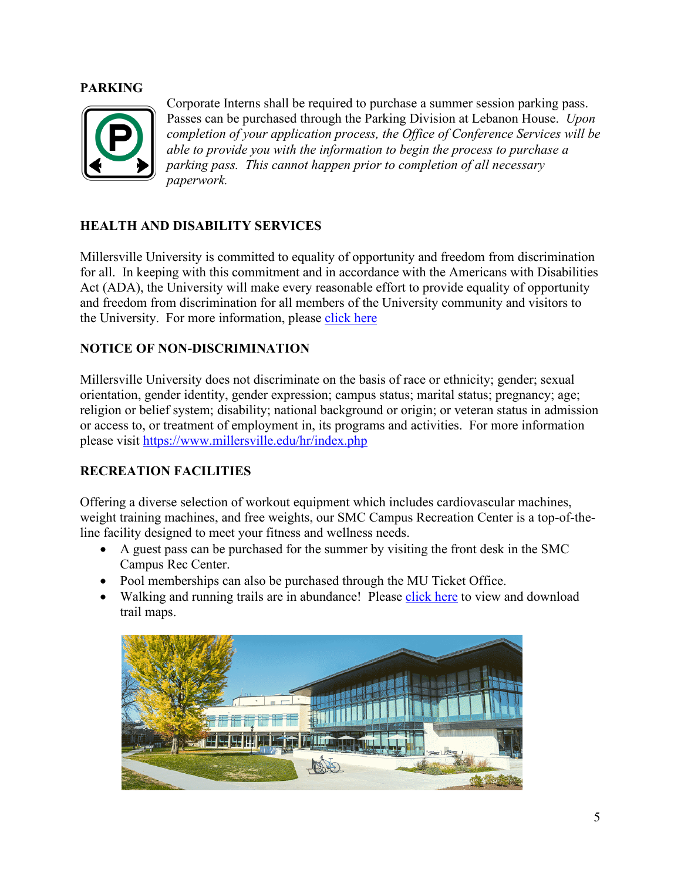## PARKING

Corporate Interns shall be required to purchase a summer session parking pass. Passes can be purchased through the Parking Division at Lebanon House. *Upon completion of your application process, the Office of Conference Services will be able to provide you with the information to begin the process to purchase a parking pass. This cannot happen prior to completion of all necessary paperwork.*

## HEALTH AND DISABILITY SERVICES

Millersville University is committed to equality of opportunity and freedom from discrimination for all. In keeping with this commitment and in accordance with the Americans with Disabilities Act (ADA), the University will make every reasonable effort to provide equality of opportunity and freedom from discrimination for all members of the University community and visitors to the University. For more information, please click here

## NOTICE OF NON-DISCRIMINATION

Millersville University does not discriminate on the basis of race or ethnicity; gender; sexual orientation, gender identity, gender expression; campus status; marital status; pregnancy; age; religion or belief system; disability; national background or origin; or veteran status in admission or access to, or treatment of employment in, its programs and activities. For more information please visit https://www.millersville.edu/hr/index.php

## RECREATION FACILITIES

Offering a diverse selection of workout equipment which includes cardiovascular machines, weight training machines, and free weights, our SMC Campus Recreation Center is a top-of-the-line facility designed to meet your fitness and wellness needs.

- A guest pass can be purchased for the summer by visiting the front desk in the SMC Campus Rec Center.
- Pool memberships can also be purchased through the MU Ticket Office.
- Walking and running trails are in abundance! Please click here to view and download trail maps.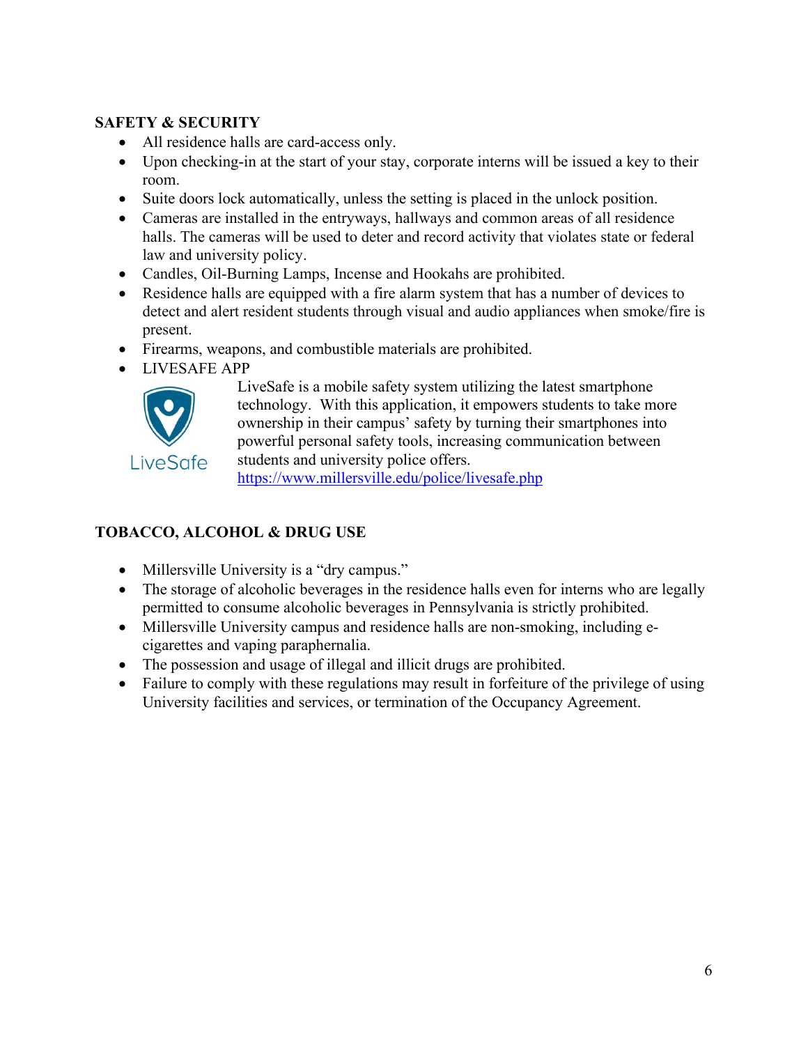**SAFETY & SECURITY**

- All residence halls are card-access only.
- Upon checking-in at the start of your stay, corporate interns will be issued a key to their room.
- Suite doors lock automatically, unless the setting is placed in the unlock position.
- Cameras are installed in the entryways, hallways and common areas of all residence halls. The cameras will be used to deter and record activity that violates state or federal law and university policy.
- Candles, Oil-Burning Lamps, Incense and Hookahs are prohibited.
- Residence halls are equipped with a fire alarm system that has a number of devices to detect and alert resident students through visual and audio appliances when smoke/fire is present.
- Firearms, weapons, and combustible materials are prohibited.
- LIVESAFE APP

  LiveSafe

  LiveSafe is a mobile safety system utilizing the latest smartphone technology. With this application, it empowers students to take more ownership in their campus' safety by turning their smartphones into powerful personal safety tools, increasing communication between students and university police offers.
  https://www.millersville.edu/police/livesafe.php

**TOBACCO, ALCOHOL & DRUG USE**

- Millersville University is a "dry campus."
- The storage of alcoholic beverages in the residence halls even for interns who are legally permitted to consume alcoholic beverages in Pennsylvania is strictly prohibited.
- Millersville University campus and residence halls are non-smoking, including e-cigarettes and vaping paraphernalia.
- The possession and usage of illegal and illicit drugs are prohibited.
- Failure to comply with these regulations may result in forfeiture of the privilege of using University facilities and services, or termination of the Occupancy Agreement.